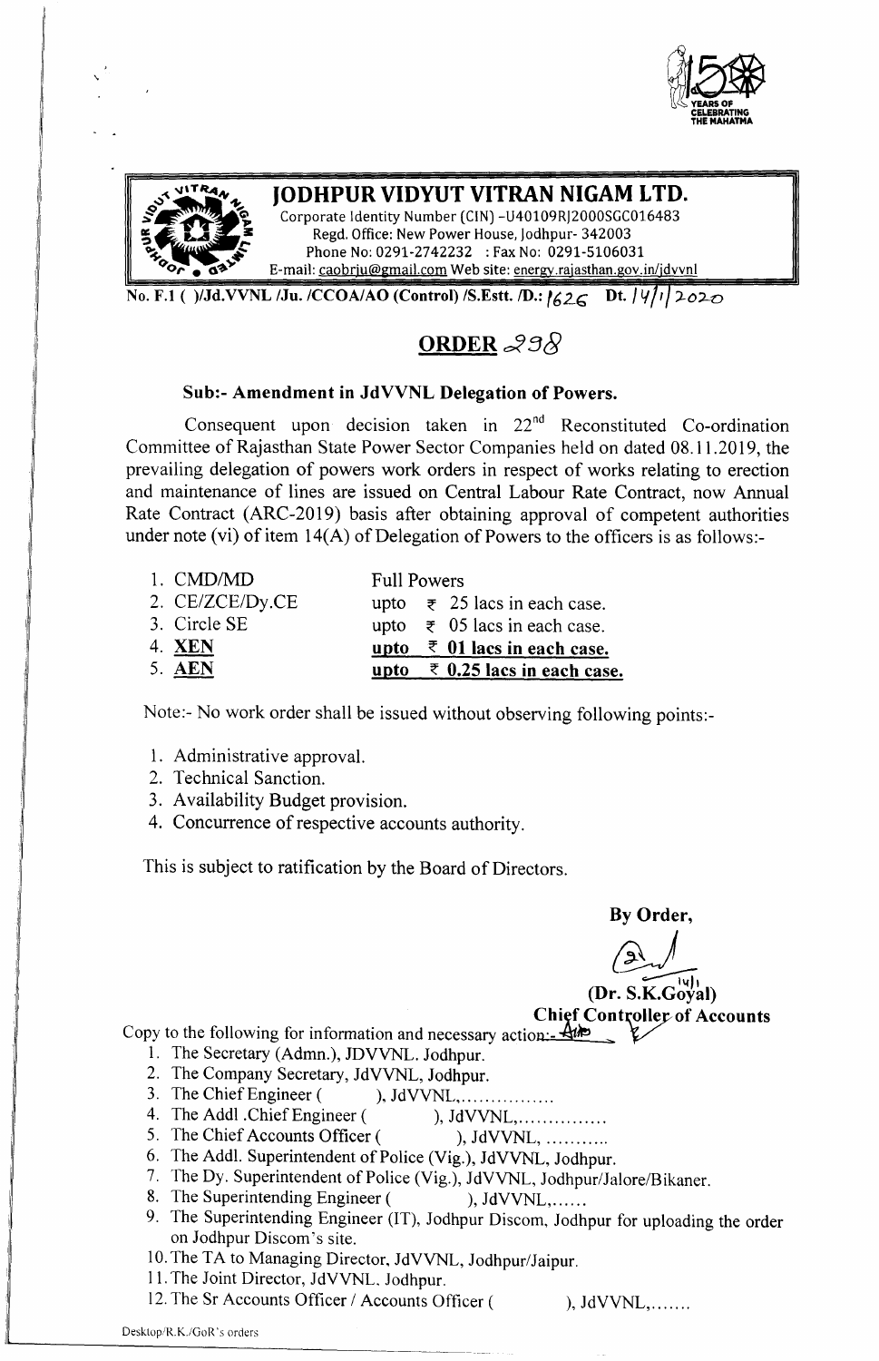# JODHPUR VIDYUT VITRAN NIGAM LTD.

Corporate Identity Number (CIN) -U40109RJ2000SGC016483
Regd. Office: New Power House, Jodhpur- 342003
Phone No: 0291-2742232 : Fax No: 0291-5106031
E-mail: caobrju@gmail.com Web site: energy.rajasthan.gov.in/jdvvnl

No. F.1 ( )/Jd.VVNL /Ju. /CCOA/AO (Control) /S.Estt. /D.: 1626 Dt. 14/1/2020

## ORDER 238

**Sub:- Amendment in JdVVNL Delegation of Powers.**

Consequent upon decision taken in 22nd Reconstituted Co-ordination Committee of Rajasthan State Power Sector Companies held on dated 08.11.2019, the prevailing delegation of powers work orders in respect of works relating to erection and maintenance of lines are issued on Central Labour Rate Contract, now Annual Rate Contract (ARC-2019) basis after obtaining approval of competent authorities under note (vi) of item 14(A) of Delegation of Powers to the officers is as follows:-

| | |
|---|---|
| 1. CMD/MD | Full Powers |
| 2. CE/ZCE/Dy.CE | upto ₹ 25 lacs in each case. |
| 3. Circle SE | upto ₹ 05 lacs in each case. |
| 4. **XEN** | **upto ₹ 01 lacs in each case.** |
| 5. **AEN** | **upto ₹ 0.25 lacs in each case.** |

Note:- No work order shall be issued without observing following points:-

1. Administrative approval.
2. Technical Sanction.
3. Availability Budget provision.
4. Concurrence of respective accounts authority.

This is subject to ratification by the Board of Directors.

**By Order,**

14/1

**(Dr. S.K.Goyal)**
**Chief Controller of Accounts**

Copy to the following for information and necessary action:-

1. The Secretary (Admn.), JDVVNL, Jodhpur.
2. The Company Secretary, JdVVNL, Jodhpur.
3. The Chief Engineer ( ), JdVVNL,................
4. The Addl .Chief Engineer ( ), JdVVNL,...............
5. The Chief Accounts Officer ( ), JdVVNL, ...........
6. The Addl. Superintendent of Police (Vig.), JdVVNL, Jodhpur.
7. The Dy. Superintendent of Police (Vig.), JdVVNL, Jodhpur/Jalore/Bikaner.
8. The Superintending Engineer ( ), JdVVNL,......
9. The Superintending Engineer (IT), Jodhpur Discom, Jodhpur for uploading the order on Jodhpur Discom's site.
10. The TA to Managing Director, JdVVNL, Jodhpur/Jaipur.
11. The Joint Director, JdVVNL, Jodhpur.
12. The Sr Accounts Officer / Accounts Officer ( ), JdVVNL,.......

Desktop/R.K./GoR's orders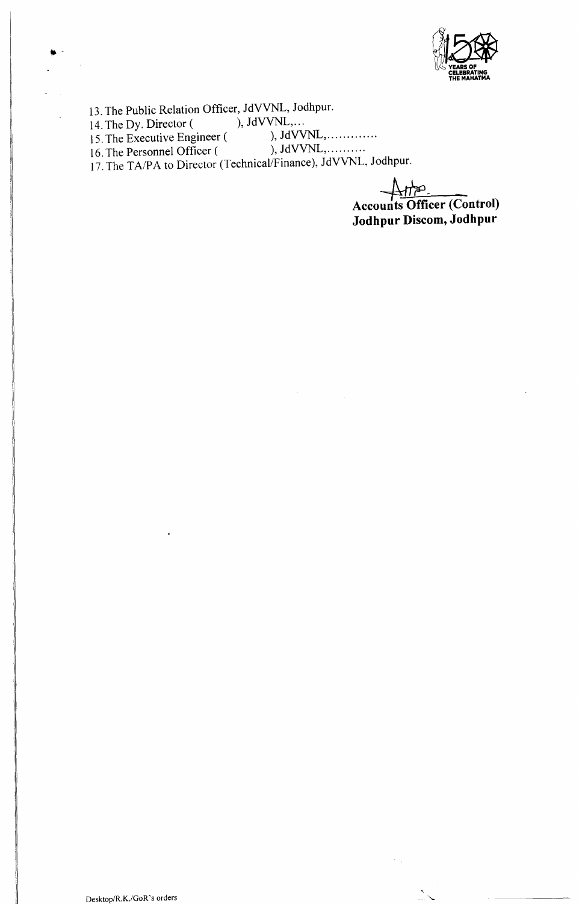13. The Public Relation Officer, JdVVNL, Jodhpur.
14. The Dy. Director ( ), JdVVNL,...
15. The Executive Engineer ( ), JdVVNL,............
16. The Personnel Officer ( ), JdVVNL,..........
17. The TA/PA to Director (Technical/Finance), JdVVNL, Jodhpur.

**Accounts Officer (Control)**
**Jodhpur Discom, Jodhpur**

Desktop/R.K./GoR's orders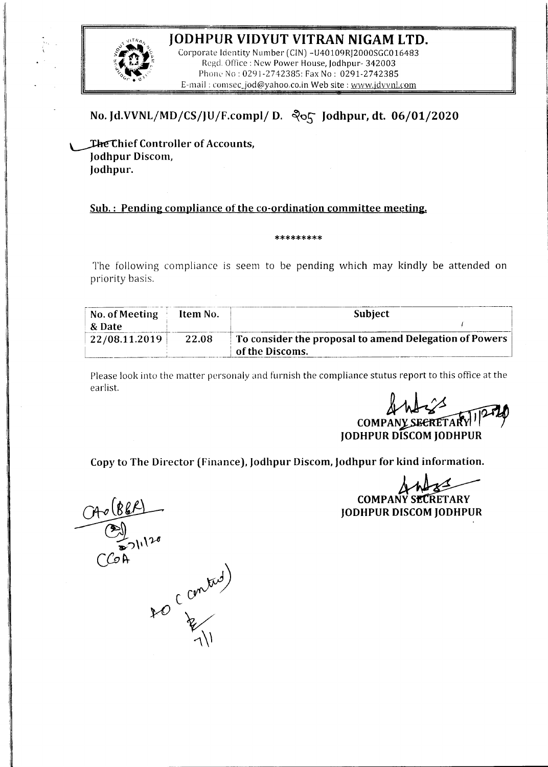# JODHPUR VIDYUT VITRAN NIGAM LTD.

Corporate Identity Number (CIN) -U40109RJ2000SGC016483
Regd. Office : New Power House, Jodhpur- 342003
Phone No : 0291-2742385: Fax No : 0291-2742385
E-mail : comsec_jod@yahoo.co.in Web site : www.jdvvnl.com

**No. Jd.VVNL/MD/CS/JU/F.compl/ D. २०५ Jodhpur, dt. 06/01/2020**

**The Chief Controller of Accounts,**
**Jodhpur Discom,**
**Jodhpur.**

**Sub. : Pending compliance of the co-ordination committee meeting.**

\*\*\*\*\*\*\*\*\*

The following compliance is seem to be pending which may kindly be attended on priority basis.

| No. of Meeting & Date | Item No. | Subject |
|---|---|---|
| 22/08.11.2019 | 22.08 | **To consider the proposal to amend Delegation of Powers of the Discoms.** |

Please look into the matter personaly and furnish the compliance stutus report to this office at the earlist.

**COMPANY SECRETARY**
**JODHPUR DISCOM JODHPUR**

**Copy to The Director (Finance), Jodhpur Discom, Jodhpur for kind information.**

**COMPANY SECRETARY**
**JODHPUR DISCOM JODHPUR**

CAO (BGR)
7/1/20
CCOA

AO C contd
7/1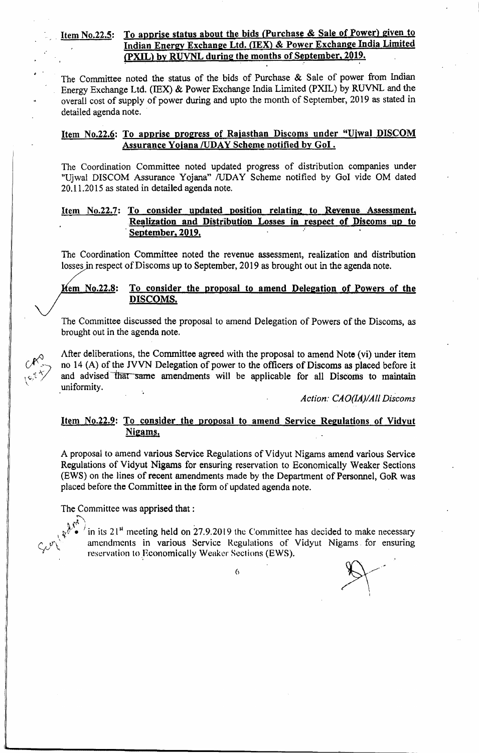**Item No.22.5: To apprise status about the bids (Purchase & Sale of Power) given to Indian Energy Exchange Ltd. (IEX) & Power Exchange India Limited (PXIL) by RUVNL during the months of September, 2019.**

The Committee noted the status of the bids of Purchase & Sale of power from Indian Energy Exchange Ltd. (IEX) & Power Exchange India Limited (PXIL) by RUVNL and the overall cost of supply of power during and upto the month of September, 2019 as stated in detailed agenda note.

**Item No.22.6: To apprise progress of Rajasthan Discoms under "Ujwal DISCOM Assurance Yojana /UDAY Scheme notified by GoI.**

The Coordination Committee noted updated progress of distribution companies under "Ujwal DISCOM Assurance Yojana" /UDAY Scheme notified by GoI vide OM dated 20.11.2015 as stated in detailed agenda note.

**Item No.22.7: To consider updated position relating to Revenue Assessment, Realization and Distribution Losses in respect of Discoms up to September, 2019.**

The Coordination Committee noted the revenue assessment, realization and distribution losses in respect of Discoms up to September, 2019 as brought out in the agenda note.

**Item No.22.8: To consider the proposal to amend Delegation of Powers of the DISCOMS.**

The Committee discussed the proposal to amend Delegation of Powers of the Discoms, as brought out in the agenda note.

After deliberations, the Committee agreed with the proposal to amend Note (vi) under item no 14 (A) of the JVVN Delegation of power to the officers of Discoms as placed before it and advised that same amendments will be applicable for all Discoms to maintain uniformity.

*Action: CAO(IA)/All Discoms*

**Item No.22.9: To consider the proposal to amend Service Regulations of Vidyut Nigams.**

A proposal to amend various Service Regulations of Vidyut Nigams amend various Service Regulations of Vidyut Nigams for ensuring reservation to Economically Weaker Sections (EWS) on the lines of recent amendments made by the Department of Personnel, GoR was placed before the Committee in the form of updated agenda note.

The Committee was apprised that :

- in its 21st meeting held on 27.9.2019 the Committee has decided to make necessary amendments in various Service Regulations of Vidyut Nigams for ensuring reservation to Economically Weaker Sections (EWS).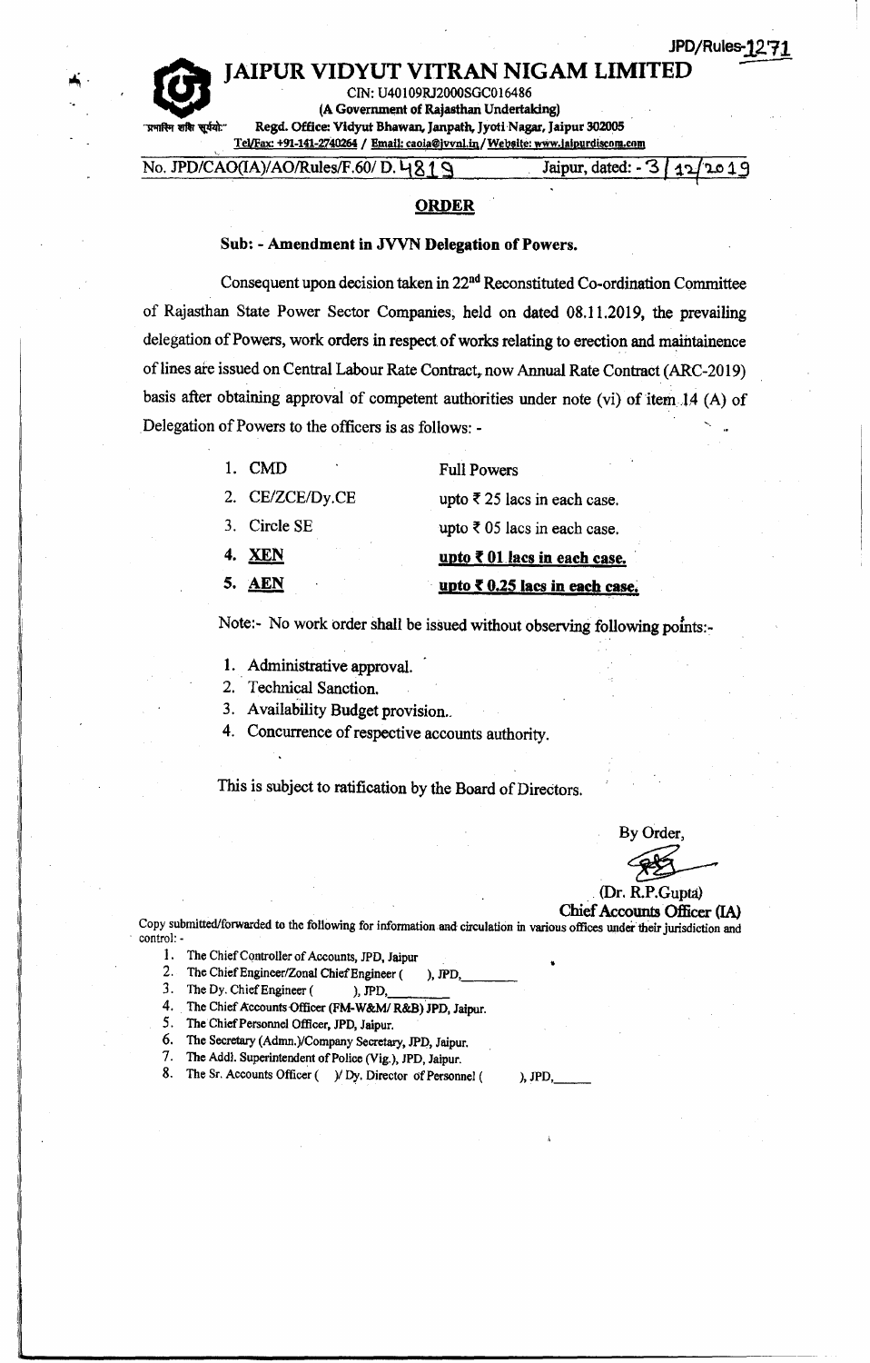JPD/Rules-1271

# JAIPUR VIDYUT VITRAN NIGAM LIMITED

CIN: U40109RJ2000SGC016486

**(A Government of Rajasthan Undertaking)**

प्रगतिम शक्ति सूर्यो: **Regd. Office: Vidyut Bhawan, Janpath, Jyoti Nagar, Jaipur 302005**

Tel/Fax: +91-141-2740264 / Email: caoia@jvvnl.in / Website: www.jaipurdiscom.com

No. JPD/CAO(IA)/AO/Rules/F.60/ D. 4819 Jaipur, dated: - 3/12/2019

## ORDER

**Sub: - Amendment in JVVN Delegation of Powers.**

Consequent upon decision taken in 22nd Reconstituted Co-ordination Committee of Rajasthan State Power Sector Companies, held on dated 08.11.2019, the prevailing delegation of Powers, work orders in respect of works relating to erection and maintainence of lines are issued on Central Labour Rate Contract, now Annual Rate Contract (ARC-2019) basis after obtaining approval of competent authorities under note (vi) of item 14 (A) of Delegation of Powers to the officers is as follows: -

| | |
|---|---|
| 1. CMD | Full Powers |
| 2. CE/ZCE/Dy.CE | upto ₹ 25 lacs in each case. |
| 3. Circle SE | upto ₹ 05 lacs in each case. |
| **4. XEN** | **upto ₹ 01 lacs in each case.** |
| **5. AEN** | **upto ₹ 0.25 lacs in each case.** |

Note:- No work order shall be issued without observing following points:-

1. Administrative approval.
2. Technical Sanction.
3. Availability Budget provision.
4. Concurrence of respective accounts authority.

This is subject to ratification by the Board of Directors.

By Order,

(Dr. R.P.Gupta)
**Chief Accounts Officer (IA)**

Copy submitted/forwarded to the following for information and circulation in various offices under their jurisdiction and control: -

1. The Chief Controller of Accounts, JPD, Jaipur
2. The Chief Engineer/Zonal Chief Engineer ( ), JPD,\_\_\_\_\_\_\_\_
3. The Dy. Chief Engineer ( ), JPD,\_\_\_\_\_\_\_\_
4. The Chief Accounts Officer (FM-W&M/ R&B) JPD, Jaipur.
5. The Chief Personnel Officer, JPD, Jaipur.
6. The Secretary (Admn.)/Company Secretary, JPD, Jaipur.
7. The Addl. Superintendent of Police (Vig.), JPD, Jaipur.
8. The Sr. Accounts Officer ( )/ Dy. Director of Personnel ( ), JPD,\_\_\_\_\_\_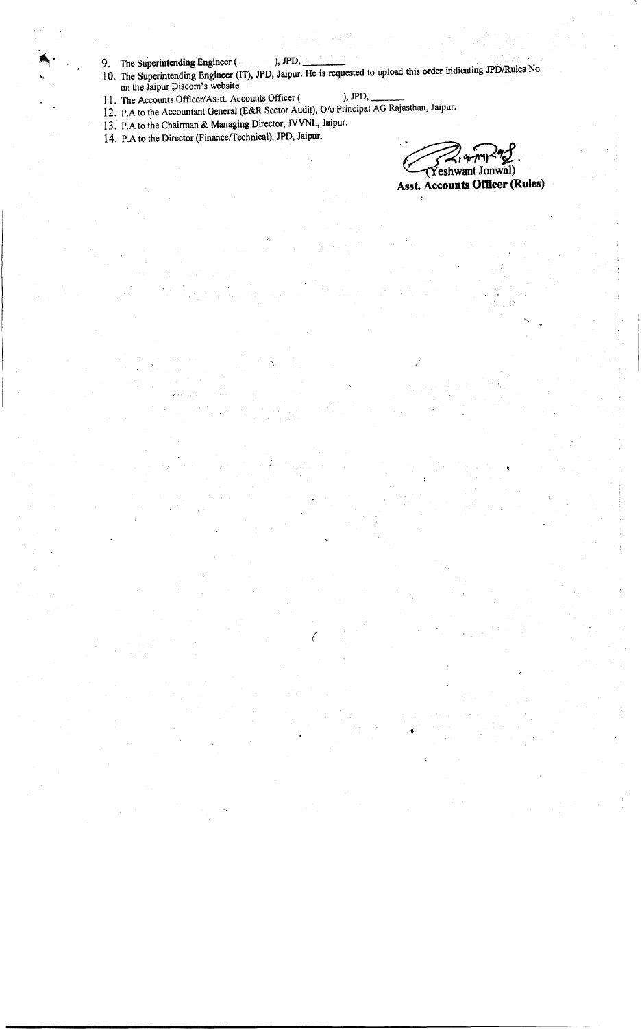9. The Superintending Engineer (        ), JPD, ________
10. The Superintending Engineer (IT), JPD, Jaipur. He is requested to upload this order indicating JPD/Rules No. on the Jaipur Discom's website.
11. The Accounts Officer/Asstt. Accounts Officer (        ), JPD, ______
12. P.A to the Accountant General (E&R Sector Audit), O/o Principal AG Rajasthan, Jaipur.
13. P.A to the Chairman & Managing Director, JVVNL, Jaipur.
14. P.A to the Director (Finance/Technical), JPD, Jaipur.

(Yeshwant Jonwal)

**Asst. Accounts Officer (Rules)**